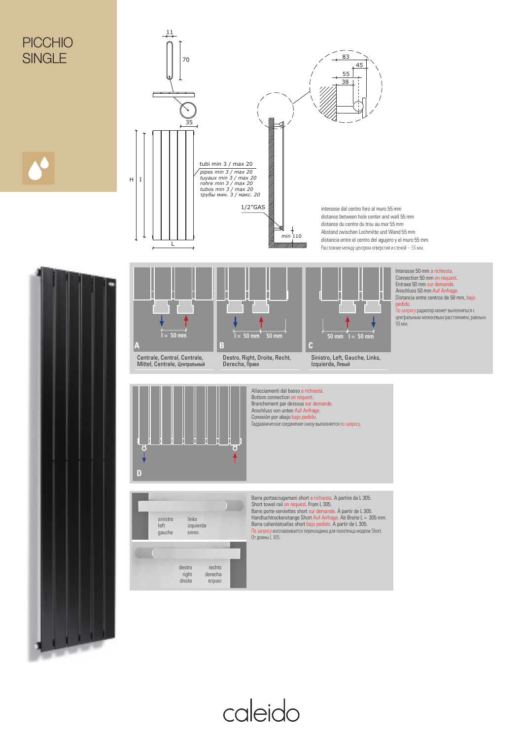# PICCHIO SINGLE

11

70

35

H I

L

tubi min 3 / max 20
*pipes min 3 / max 20*
*tuyaux min 3 / max 20*
*rohre min 3 / max 20*
*tubos min 3 / max 20*
*трубы мин. 3 / макс. 20*

1/2"GAS

min 110

83
45
55
38

interasse dal centro foro al muro 55 mm
distance between hole center and wall 55 mm
distance du centre du trou au mur 55 mm
Abstand zwischen Lochmitte und Wand 55 mm
distancia entre el centro del agujero y el muro 55 mm
Расстояние между центром отверстия и стеной – 55 мм.

**A** — I = 50 mm
Centrale, Central, Centrale, Mittel, Centrale, Центральный

**B** — I = 50 mm, 50 mm
Destro, Right, Droite, Recht, Derecha, Право

**C** — 50 mm, I = 50 mm
Sinistro, Left, Gauche, Links, Izquierda, Левый

Interasse 50 mm a richiesta.
Connection 50 mm on request.
Entraxe 50 mm sur demande.
Anschluss 50 mm Auf Anfrage.
Distancia entre centros de 50 mm, bajo pedido.
По запросу радиатор может выполняться с центральным межосевым расстоянием, равным 50 мм.

**D**

Allacciamenti dal basso a richiesta.
Bottom connection on request.
Branchement par dessous sur demande.
Anschluss von unten Auf Anfrage.
Conexión por abajo bajo pedido.
Гидравлическое соединение снизу выполняется по запросу.

sinistro / left / gauche — links / izquierda / влево

destro / right / droite — rechts / derecha / вправо

Barra portasciugamani short a richiesta. A partire da L 305.
Short towel rail on request. From L 305.
Barre porte-serviettes short sur demande. À partir de L 305.
Handtuchtrockenstange Short Auf Anfrage. Ab Breite L = 305 mm.
Barra calientatoallas short bajo pedido. A partir de L 305.
По запросу изготавливается перекладина для полотенца модели Short. От длины L 305.

caleido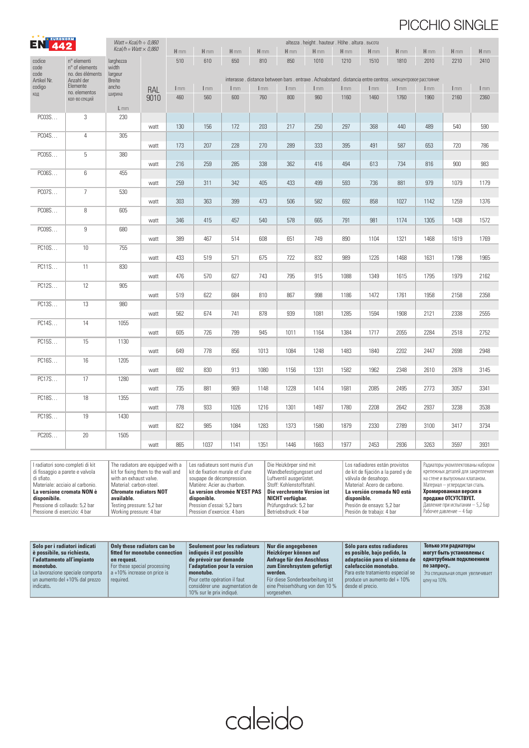# PICCHIO SINGLE

| EN 442 EURONORM | | *Watt = Kcal/h ÷ 0,860* *Kcal/h = Watt × 0,860* | | altezza . height . hauteur . Höhe . altura . высота | | | | | | | | | | | |
|---|---|---|---|---|---|---|---|---|---|---|---|---|---|---|---|
| | | | | H mm | H mm | H mm | H mm | H mm | H mm | H mm | H mm | H mm | H mm | H mm | H mm |
| codice code code Artikel Nr. codigo код | n° elementi n° of elements no. des éléments Anzahl der Elemente no. elementos кол-во секций | larghezza width largeur Breite ancho ширина L mm | RAL 9010 | 510 | 610 | 650 | 810 | 850 | 1010 | 1210 | 1510 | 1810 | 2010 | 2210 | 2410 |
| | | | | interasse . distance between bars . entraxe . Achsabstand . distancia entre centros . межцентровое расстояние | | | | | | | | | | | |
| | | | | I mm | I mm | I mm | I mm | I mm | I mm | I mm | I mm | I mm | I mm | I mm | I mm |
| | | | | 460 | 560 | 600 | 760 | 800 | 960 | 1160 | 1460 | 1760 | 1960 | 2160 | 2360 |
| PC03S… | 3 | 230 | watt | 130 | 156 | 172 | 203 | 217 | 250 | 297 | 368 | 440 | 489 | 540 | 590 |
| PC04S… | 4 | 305 | watt | 173 | 207 | 228 | 270 | 289 | 333 | 395 | 491 | 587 | 653 | 720 | 786 |
| PC05S… | 5 | 380 | watt | 216 | 259 | 285 | 338 | 362 | 416 | 494 | 613 | 734 | 816 | 900 | 983 |
| PC06S… | 6 | 455 | watt | 259 | 311 | 342 | 405 | 433 | 499 | 593 | 736 | 881 | 979 | 1079 | 1179 |
| PC07S… | 7 | 530 | watt | 303 | 363 | 399 | 473 | 506 | 582 | 692 | 858 | 1027 | 1142 | 1259 | 1376 |
| PC08S… | 8 | 605 | watt | 346 | 415 | 457 | 540 | 578 | 665 | 791 | 981 | 1174 | 1305 | 1438 | 1572 |
| PC09S… | 9 | 680 | watt | 389 | 467 | 514 | 608 | 651 | 749 | 890 | 1104 | 1321 | 1468 | 1619 | 1769 |
| PC10S… | 10 | 755 | watt | 433 | 519 | 571 | 675 | 722 | 832 | 989 | 1226 | 1468 | 1631 | 1798 | 1965 |
| PC11S… | 11 | 830 | watt | 476 | 570 | 627 | 743 | 795 | 915 | 1088 | 1349 | 1615 | 1795 | 1979 | 2162 |
| PC12S… | 12 | 905 | watt | 519 | 622 | 684 | 810 | 867 | 998 | 1186 | 1472 | 1761 | 1958 | 2158 | 2358 |
| PC13S… | 13 | 980 | watt | 562 | 674 | 741 | 878 | 939 | 1081 | 1285 | 1594 | 1908 | 2121 | 2338 | 2555 |
| PC14S… | 14 | 1055 | watt | 605 | 726 | 799 | 945 | 1011 | 1164 | 1384 | 1717 | 2055 | 2284 | 2518 | 2752 |
| PC15S… | 15 | 1130 | watt | 649 | 778 | 856 | 1013 | 1084 | 1248 | 1483 | 1840 | 2202 | 2447 | 2698 | 2948 |
| PC16S… | 16 | 1205 | watt | 692 | 830 | 913 | 1080 | 1156 | 1331 | 1582 | 1962 | 2348 | 2610 | 2878 | 3145 |
| PC17S… | 17 | 1280 | watt | 735 | 881 | 969 | 1148 | 1228 | 1414 | 1681 | 2085 | 2495 | 2773 | 3057 | 3341 |
| PC18S… | 18 | 1355 | watt | 778 | 933 | 1026 | 1216 | 1301 | 1497 | 1780 | 2208 | 2642 | 2937 | 3238 | 3538 |
| PC19S… | 19 | 1430 | watt | 822 | 985 | 1084 | 1283 | 1373 | 1580 | 1879 | 2330 | 2789 | 3100 | 3417 | 3734 |
| PC20S… | 20 | 1505 | watt | 865 | 1037 | 1141 | 1351 | 1446 | 1663 | 1977 | 2453 | 2936 | 3263 | 3597 | 3931 |

| | | | | | |
|---|---|---|---|---|---|
| I radiatori sono completi di kit di fissaggio a parete e valvola di sfiato. Materiale: acciaio al carbonio. **La versione cromata NON è disponibile.** Pressione di collaudo: 5,2 bar Pressione di esercizio: 4 bar | The radiators are equipped with a kit for fixing them to the wall and with an exhaust valve. Material: carbon-steel. **Chromate radiators NOT available.** Testing pressure: 5,2 bar Working pressure: 4 bar | Les radiateurs sont munis d'un kit de fixation murale et d'une soupape de décompression. Matière: Acier au charbon. **La version chromée N'EST PAS disponible.** Pression d'essai: 5,2 bars Pression d'exercice: 4 bars | Die Heizkörper sind mit Wandbefestigungsset und Luftventil ausgerüstet. Stoff: Kohlenstoffstahl. **Die verchromte Version ist NICHT verfügbar.** Prüfungsdruck: 5,2 bar Betriebsdruck: 4 bar | Los radiadores están provistos de kit de fijación a la pared y de válvula de desahogo. Material: Acero de carbono. **La versión cromada NO está disponible.** Presión de ensayo: 5,2 bar Presión de trabajo: 4 bar | Радиаторы укомплектованы набором крепежных деталей для закрепления на стене и выпускным клапаном. Материал – углеродистая сталь. **Хромированная версия в продаже ОТСУТСТВУЕТ.** Давление при испытании – 5,2 бар Рабочее давление – 4 бар |

| | | | | | |
|---|---|---|---|---|---|
| **Solo per i radiatori indicati è possibile, su richiesta, l'adattamento all'impianto monotubo.** La lavorazione speciale comporta un aumento del +10% dal prezzo indicato. | **Only these radiators can be fitted for monotube connection on request.** For these special processing a +10% increase on price is required. | **Seulement pour les radiateurs indiqués il est possible de prévoir sur demande l'adaptation pour la version monotube.** Pour cette opération il faut considérer une augmentation de 10% sur le prix indiqué. | **Nur die angegebenen Heizkörper können auf Anfrage für den Anschluss zum Einrohrsystem gefertigt werden.** Für diese Sonderbearbeitung ist eine Preiserhöhung von den 10 % vorgesehen. | **Sólo para estos radiadores es posible, bajo pedido, la adaptación para el sistema de calefacción monotubo.** Para este tratamiento especial se produce un aumento del + 10% desde el precio. | **Только эти радиаторы могут быть установлены с однотрубным подключением по запросу..** Эта специальная опция увеличивает цену на 10%. |

caleido